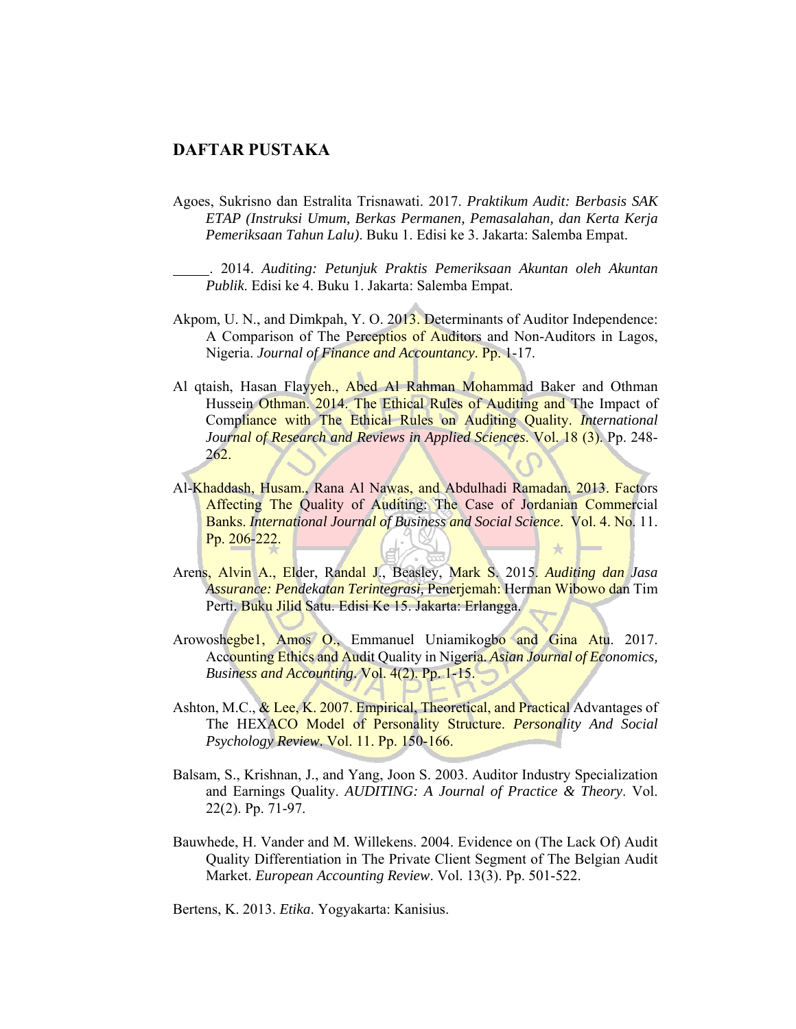## DAFTAR PUSTAKA

Agoes, Sukrisno dan Estralita Trisnawati. 2017. *Praktikum Audit: Berbasis SAK ETAP (Instruksi Umum, Berkas Permanen, Pemasalahan, dan Kerta Kerja Pemeriksaan Tahun Lalu)*. Buku 1. Edisi ke 3. Jakarta: Salemba Empat.

_____. 2014. *Auditing: Petunjuk Praktis Pemeriksaan Akuntan oleh Akuntan Publik*. Edisi ke 4. Buku 1. Jakarta: Salemba Empat.

Akpom, U. N., and Dimkpah, Y. O. 2013. Determinants of Auditor Independence: A Comparison of The Perceptios of Auditors and Non-Auditors in Lagos, Nigeria. *Journal of Finance and Accountancy*. Pp. 1-17.

Al qtaish, Hasan Flayyeh., Abed Al Rahman Mohammad Baker and Othman Hussein Othman. 2014. The Ethical Rules of Auditing and The Impact of Compliance with The Ethical Rules on Auditing Quality. *International Journal of Research and Reviews in Applied Sciences*. Vol. 18 (3). Pp. 248-262.

Al-Khaddash, Husam., Rana Al Nawas, and Abdulhadi Ramadan. 2013. Factors Affecting The Quality of Auditing: The Case of Jordanian Commercial Banks. *International Journal of Business and Social Science*. Vol. 4. No. 11. Pp. 206-222.

Arens, Alvin A., Elder, Randal J., Beasley, Mark S. 2015. *Auditing dan Jasa Assurance: Pendekatan Terintegrasi*, Penerjemah: Herman Wibowo dan Tim Perti. Buku Jilid Satu. Edisi Ke 15. Jakarta: Erlangga.

Arowoshegbe1, Amos O., Emmanuel Uniamikogbo and Gina Atu. 2017. Accounting Ethics and Audit Quality in Nigeria. *Asian Journal of Economics, Business and Accounting*. Vol. 4(2). Pp. 1-15.

Ashton, M.C., & Lee, K. 2007. Empirical, Theoretical, and Practical Advantages of The HEXACO Model of Personality Structure. *Personality And Social Psychology Review*. Vol. 11. Pp. 150-166.

Balsam, S., Krishnan, J., and Yang, Joon S. 2003. Auditor Industry Specialization and Earnings Quality. *AUDITING: A Journal of Practice & Theory*. Vol. 22(2). Pp. 71-97.

Bauwhede, H. Vander and M. Willekens. 2004. Evidence on (The Lack Of) Audit Quality Differentiation in The Private Client Segment of The Belgian Audit Market. *European Accounting Review*. Vol. 13(3). Pp. 501-522.

Bertens, K. 2013. *Etika*. Yogyakarta: Kanisius.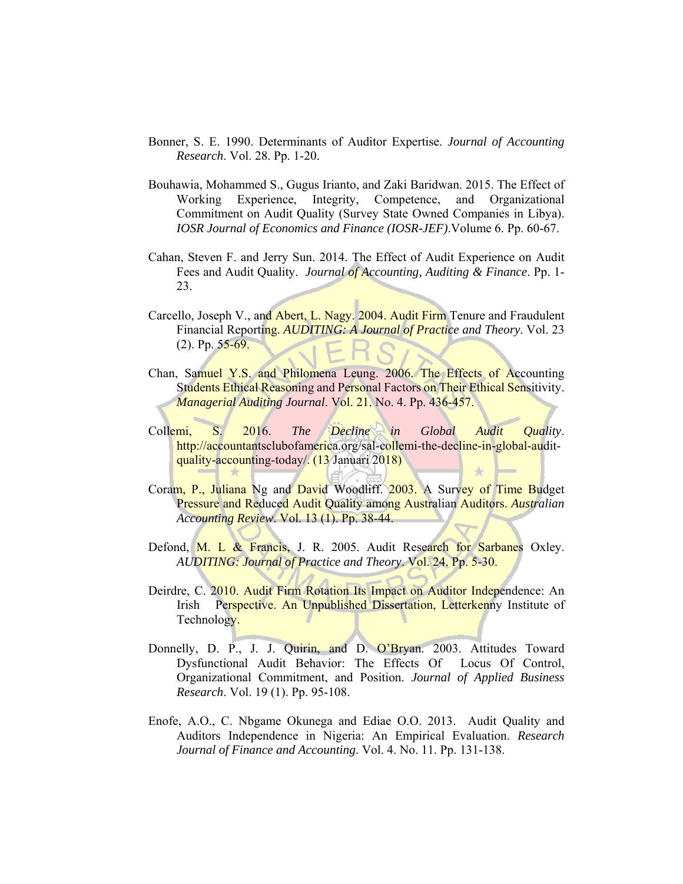Bonner, S. E. 1990. Determinants of Auditor Expertise. *Journal of Accounting Research*. Vol. 28. Pp. 1-20.

Bouhawia, Mohammed S., Gugus Irianto, and Zaki Baridwan. 2015. The Effect of Working Experience, Integrity, Competence, and Organizational Commitment on Audit Quality (Survey State Owned Companies in Libya). *IOSR Journal of Economics and Finance (IOSR-JEF)*.Volume 6. Pp. 60-67.

Cahan, Steven F. and Jerry Sun. 2014. The Effect of Audit Experience on Audit Fees and Audit Quality. *Journal of Accounting, Auditing & Finance*. Pp. 1-23.

Carcello, Joseph V., and Abert, L. Nagy. 2004. Audit Firm Tenure and Fraudulent Financial Reporting. *AUDITING: A Journal of Practice and Theory*. Vol. 23 (2). Pp. 55-69.

Chan, Samuel Y.S. and Philomena Leung. 2006. The Effects of Accounting Students Ethical Reasoning and Personal Factors on Their Ethical Sensitivity. *Managerial Auditing Journal*. Vol. 21. No. 4. Pp. 436-457.

Collemi, S. 2016. *The Decline in Global Audit Quality*. http://accountantsclubofamerica.org/sal-collemi-the-decline-in-global-audit-quality-accounting-today/. (13 Januari 2018)

Coram, P., Juliana Ng and David Woodliff. 2003. A Survey of Time Budget Pressure and Reduced Audit Quality among Australian Auditors. *Australian Accounting Review*. Vol. 13 (1). Pp. 38-44.

Defond, M. L & Francis, J. R. 2005. Audit Research for Sarbanes Oxley. *AUDITING: Journal of Practice and Theory*. Vol. 24. Pp. 5-30.

Deirdre, C. 2010. Audit Firm Rotation Its Impact on Auditor Independence: An Irish Perspective. An Unpublished Dissertation, Letterkenny Institute of Technology.

Donnelly, D. P., J. J. Quirin, and D. O'Bryan. 2003. Attitudes Toward Dysfunctional Audit Behavior: The Effects Of Locus Of Control, Organizational Commitment, and Position. *Journal of Applied Business Research*. Vol. 19 (1). Pp. 95-108.

Enofe, A.O., C. Nbgame Okunega and Ediae O.O. 2013. Audit Quality and Auditors Independence in Nigeria: An Empirical Evaluation. *Research Journal of Finance and Accounting*. Vol. 4. No. 11. Pp. 131-138.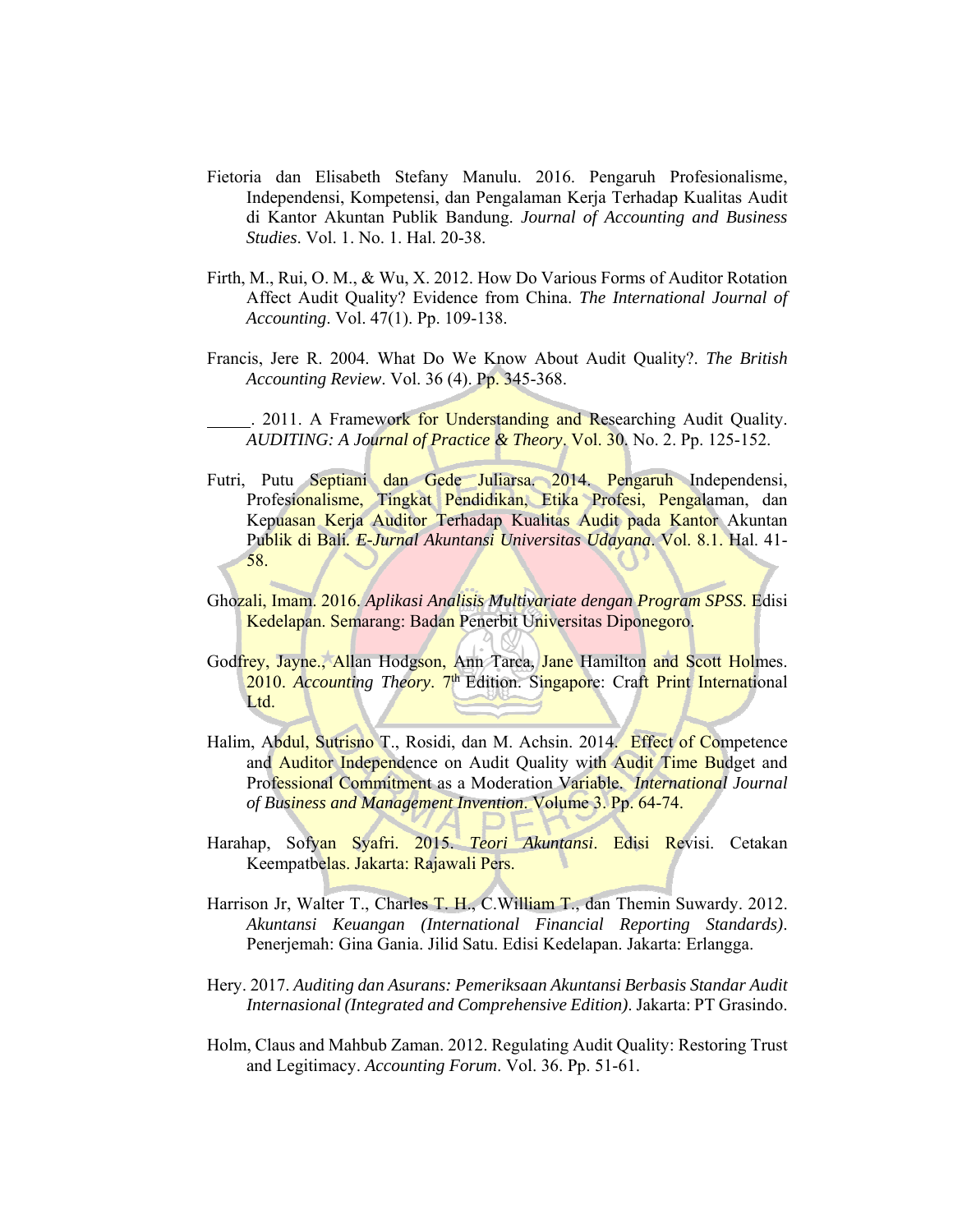Fietoria dan Elisabeth Stefany Manulu. 2016. Pengaruh Profesionalisme, Independensi, Kompetensi, dan Pengalaman Kerja Terhadap Kualitas Audit di Kantor Akuntan Publik Bandung. *Journal of Accounting and Business Studies*. Vol. 1. No. 1. Hal. 20-38.

Firth, M., Rui, O. M., & Wu, X. 2012. How Do Various Forms of Auditor Rotation Affect Audit Quality? Evidence from China. *The International Journal of Accounting*. Vol. 47(1). Pp. 109-138.

Francis, Jere R. 2004. What Do We Know About Audit Quality?. *The British Accounting Review*. Vol. 36 (4). Pp. 345-368.

_____. 2011. A Framework for Understanding and Researching Audit Quality. *AUDITING: A Journal of Practice & Theory*. Vol. 30. No. 2. Pp. 125-152.

Futri, Putu Septiani dan Gede Juliarsa. 2014. Pengaruh Independensi, Profesionalisme, Tingkat Pendidikan, Etika Profesi, Pengalaman, dan Kepuasan Kerja Auditor Terhadap Kualitas Audit pada Kantor Akuntan Publik di Bali. *E-Jurnal Akuntansi Universitas Udayana*. Vol. 8.1. Hal. 41-58.

Ghozali, Imam. 2016. *Aplikasi Analisis Multivariate dengan Program SPSS*. Edisi Kedelapan. Semarang: Badan Penerbit Universitas Diponegoro.

Godfrey, Jayne., Allan Hodgson, Ann Tarca, Jane Hamilton and Scott Holmes. 2010. *Accounting Theory*. 7th Edition. Singapore: Craft Print International Ltd.

Halim, Abdul, Sutrisno T., Rosidi, dan M. Achsin. 2014. Effect of Competence and Auditor Independence on Audit Quality with Audit Time Budget and Professional Commitment as a Moderation Variable. *International Journal of Business and Management Invention*. Volume 3. Pp. 64-74.

Harahap, Sofyan Syafri. 2015. *Teori Akuntansi*. Edisi Revisi. Cetakan Keempatbelas. Jakarta: Rajawali Pers.

Harrison Jr, Walter T., Charles T. H., C.William T., dan Themin Suwardy. 2012. *Akuntansi Keuangan (International Financial Reporting Standards)*. Penerjemah: Gina Gania. Jilid Satu. Edisi Kedelapan. Jakarta: Erlangga.

Hery. 2017. *Auditing dan Asurans: Pemeriksaan Akuntansi Berbasis Standar Audit Internasional (Integrated and Comprehensive Edition)*. Jakarta: PT Grasindo.

Holm, Claus and Mahbub Zaman. 2012. Regulating Audit Quality: Restoring Trust and Legitimacy. *Accounting Forum*. Vol. 36. Pp. 51-61.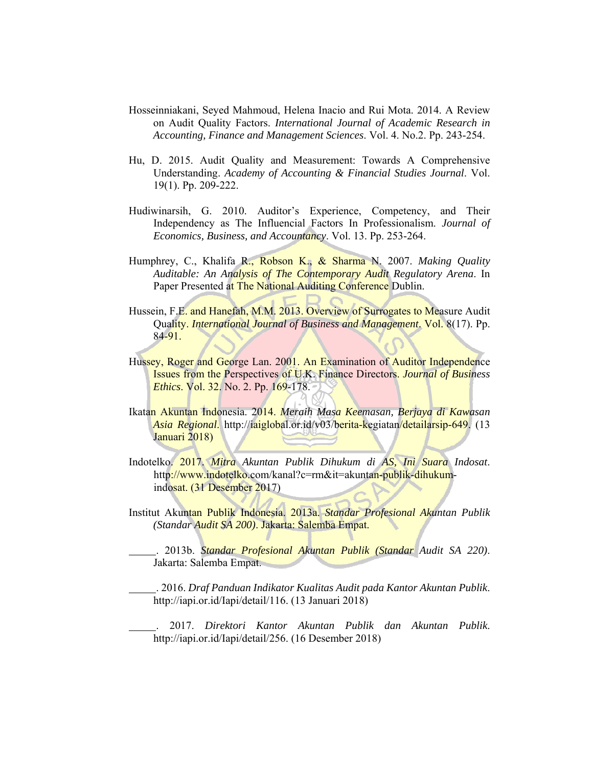Hosseinniakani, Seyed Mahmoud, Helena Inacio and Rui Mota. 2014. A Review on Audit Quality Factors. *International Journal of Academic Research in Accounting, Finance and Management Sciences*. Vol. 4. No.2. Pp. 243-254.

Hu, D. 2015. Audit Quality and Measurement: Towards A Comprehensive Understanding. *Academy of Accounting & Financial Studies Journal*. Vol. 19(1). Pp. 209-222.

Hudiwinarsih, G. 2010. Auditor's Experience, Competency, and Their Independency as The Influencial Factors In Professionalism. *Journal of Economics, Business, and Accountancy*. Vol. 13. Pp. 253-264.

Humphrey, C., Khalifa R., Robson K., & Sharma N. 2007. *Making Quality Auditable: An Analysis of The Contemporary Audit Regulatory Arena*. In Paper Presented at The National Auditing Conference Dublin.

Hussein, F.E. and Hanefah, M.M. 2013. Overview of Surrogates to Measure Audit Quality. *International Journal of Business and Management*. Vol. 8(17). Pp. 84-91.

Hussey, Roger and George Lan. 2001. An Examination of Auditor Independence Issues from the Perspectives of U.K. Finance Directors. *Journal of Business Ethics*. Vol. 32. No. 2. Pp. 169-178.

Ikatan Akuntan Indonesia. 2014. *Meraih Masa Keemasan, Berjaya di Kawasan Asia Regional.* http://iaiglobal.or.id/v03/berita-kegiatan/detailarsip-649. (13 Januari 2018)

Indotelko. 2017. *Mitra Akuntan Publik Dihukum di AS, Ini Suara Indosat*. http://www.indotelko.com/kanal?c=rm&it=akuntan-publik-dihukum-indosat. (31 Desember 2017)

Institut Akuntan Publik Indonesia. 2013a. *Standar Profesional Akuntan Publik (Standar Audit SA 200)*. Jakarta: Salemba Empat.

\_\_\_\_\_. 2013b. *Standar Profesional Akuntan Publik (Standar Audit SA 220)*. Jakarta: Salemba Empat.

\_\_\_\_\_. 2016. *Draf Panduan Indikator Kualitas Audit pada Kantor Akuntan Publik*. http://iapi.or.id/Iapi/detail/116. (13 Januari 2018)

\_\_\_\_\_. 2017. *Direktori Kantor Akuntan Publik dan Akuntan Publik*. http://iapi.or.id/Iapi/detail/256. (16 Desember 2018)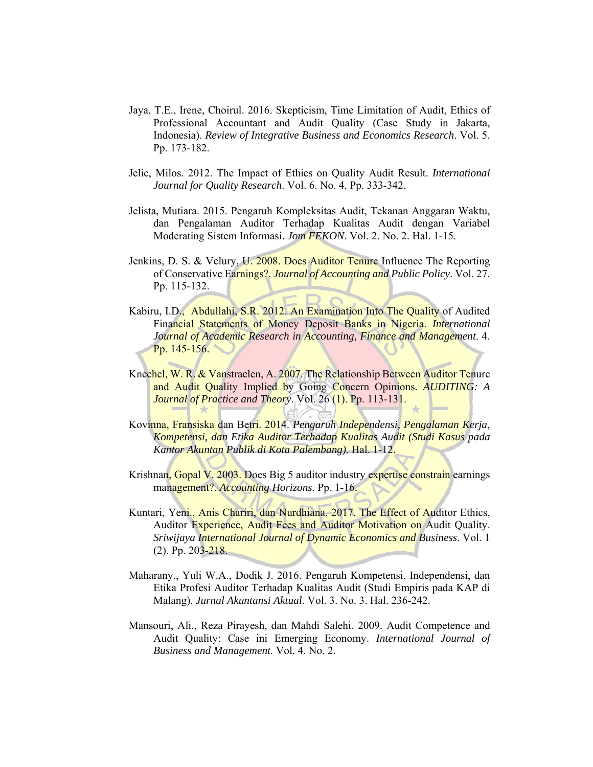Jaya, T.E., Irene, Choirul. 2016. Skepticism, Time Limitation of Audit, Ethics of Professional Accountant and Audit Quality (Case Study in Jakarta, Indonesia). *Review of Integrative Business and Economics Research*. Vol. 5. Pp. 173-182.

Jelic, Milos. 2012. The Impact of Ethics on Quality Audit Result. *International Journal for Quality Research*. Vol. 6. No. 4. Pp. 333-342.

Jelista, Mutiara. 2015. Pengaruh Kompleksitas Audit, Tekanan Anggaran Waktu, dan Pengalaman Auditor Terhadap Kualitas Audit dengan Variabel Moderating Sistem Informasi. *Jom FEKON*. Vol. 2. No. 2. Hal. 1-15.

Jenkins, D. S. & Velury, U. 2008. Does Auditor Tenure Influence The Reporting of Conservative Earnings?. *Journal of Accounting and Public Policy*. Vol. 27. Pp. 115-132.

Kabiru, I.D., Abdullahi, S.R. 2012. An Examination Into The Quality of Audited Financial Statements of Money Deposit Banks in Nigeria. *International Journal of Academic Research in Accounting, Finance and Management*. 4. Pp. 145-156.

Knechel, W. R. & Vanstraelen, A. 2007. The Relationship Between Auditor Tenure and Audit Quality Implied by Going Concern Opinions. *AUDITING: A Journal of Practice and Theory*. Vol. 26 (1). Pp. 113-131.

Kovinna, Fransiska dan Betri. 2014. *Pengaruh Independensi, Pengalaman Kerja, Kompetensi, dan Etika Auditor Terhadap Kualitas Audit (Studi Kasus pada Kantor Akuntan Publik di Kota Palembang)*. Hal. 1-12.

Krishnan, Gopal V. 2003. Does Big 5 auditor industry expertise constrain earnings management?. *Accounting Horizons*. Pp. 1-16.

Kuntari, Yeni., Anis Chariri, dan Nurdhiana. 2017. The Effect of Auditor Ethics, Auditor Experience, Audit Fees and Auditor Motivation on Audit Quality. *Sriwijaya International Journal of Dynamic Economics and Business*. Vol. 1 (2). Pp. 203-218.

Maharany., Yuli W.A., Dodik J. 2016. Pengaruh Kompetensi, Independensi, dan Etika Profesi Auditor Terhadap Kualitas Audit (Studi Empiris pada KAP di Malang). *Jurnal Akuntansi Aktual*. Vol. 3. No. 3. Hal. 236-242.

Mansouri, Ali., Reza Pirayesh, dan Mahdi Salehi. 2009. Audit Competence and Audit Quality: Case ini Emerging Economy. *International Journal of Business and Management.* Vol. 4. No. 2.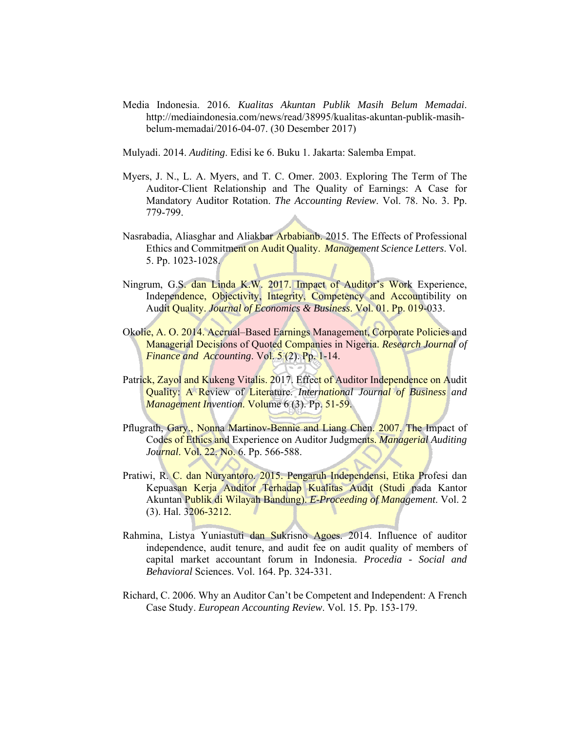Media Indonesia. 2016. *Kualitas Akuntan Publik Masih Belum Memadai*. http://mediaindonesia.com/news/read/38995/kualitas-akuntan-publik-masih-belum-memadai/2016-04-07. (30 Desember 2017)

Mulyadi. 2014. *Auditing*. Edisi ke 6. Buku 1. Jakarta: Salemba Empat.

Myers, J. N., L. A. Myers, and T. C. Omer. 2003. Exploring The Term of The Auditor-Client Relationship and The Quality of Earnings: A Case for Mandatory Auditor Rotation. *The Accounting Review*. Vol. 78. No. 3. Pp. 779-799.

Nasrabadia, Aliasghar and Aliakbar Arbabianb. 2015. The Effects of Professional Ethics and Commitment on Audit Quality. *Management Science Letters*. Vol. 5. Pp. 1023-1028.

Ningrum, G.S. dan Linda K.W. 2017. Impact of Auditor's Work Experience, Independence, Objectivity, Integrity, Competency and Accountibility on Audit Quality. *Journal of Economics & Business*. Vol. 01. Pp. 019-033.

Okolie, A. O. 2014. Accrual–Based Earnings Management, Corporate Policies and Managerial Decisions of Quoted Companies in Nigeria. *Research Journal of Finance and Accounting*. Vol. 5 (2). Pp. 1-14.

Patrick, Zayol and Kukeng Vitalis. 2017. Effect of Auditor Independence on Audit Quality: A Review of Literature. *International Journal of Business and Management Invention*. Volume 6 (3). Pp. 51-59.

Pflugrath, Gary., Nonna Martinov-Bennie and Liang Chen. 2007. The Impact of Codes of Ethics and Experience on Auditor Judgments. *Managerial Auditing Journal*. Vol. 22. No. 6. Pp. 566-588.

Pratiwi, R. C. dan Nuryantoro. 2015. Pengaruh Independensi, Etika Profesi dan Kepuasan Kerja Auditor Terhadap Kualitas Audit (Studi pada Kantor Akuntan Publik di Wilayah Bandung). *E-Proceeding of Management*. Vol. 2 (3). Hal. 3206-3212.

Rahmina, Listya Yuniastuti dan Sukrisno Agoes. 2014. Influence of auditor independence, audit tenure, and audit fee on audit quality of members of capital market accountant forum in Indonesia. *Procedia - Social and Behavioral* Sciences. Vol. 164. Pp. 324-331.

Richard, C. 2006. Why an Auditor Can't be Competent and Independent: A French Case Study. *European Accounting Review*. Vol. 15. Pp. 153-179.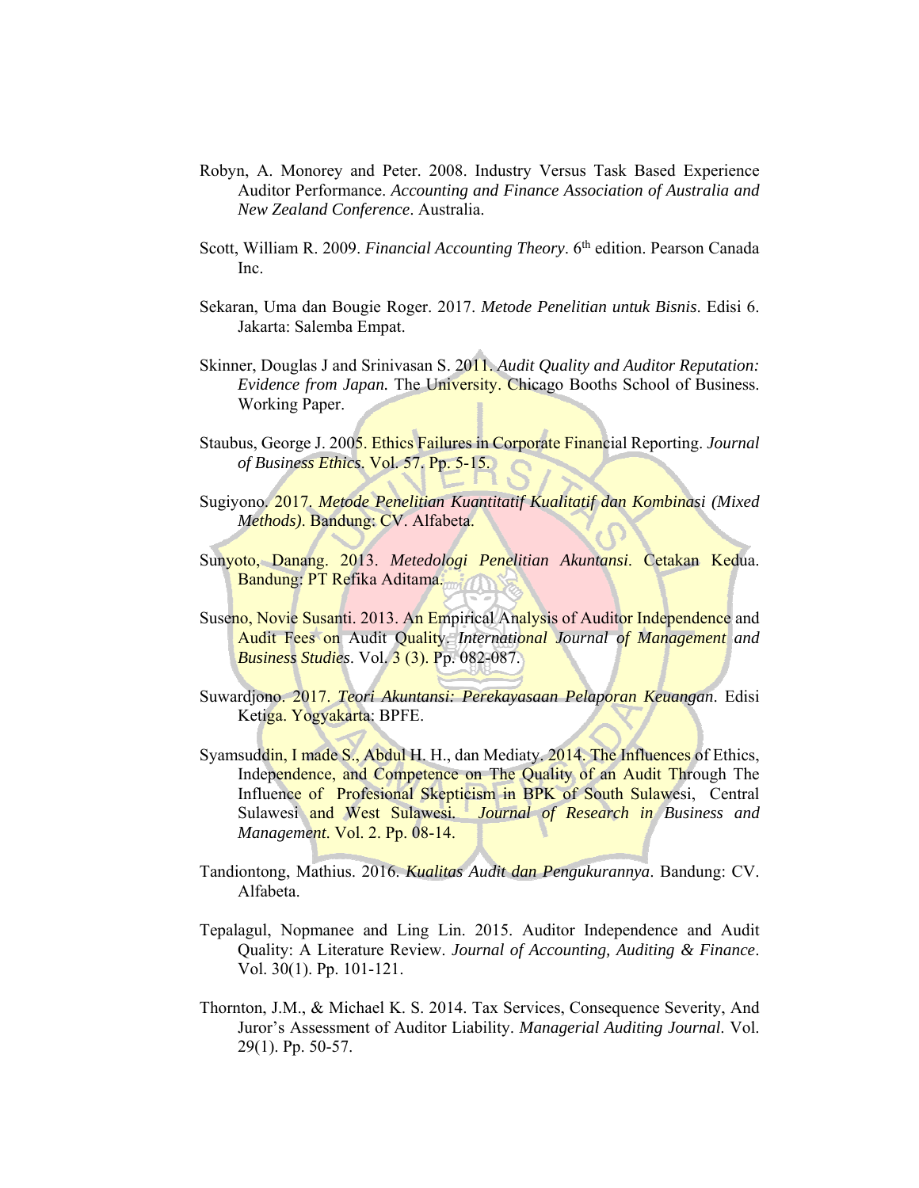Robyn, A. Monorey and Peter. 2008. Industry Versus Task Based Experience Auditor Performance. *Accounting and Finance Association of Australia and New Zealand Conference*. Australia.

Scott, William R. 2009. *Financial Accounting Theory*. 6th edition. Pearson Canada Inc.

Sekaran, Uma dan Bougie Roger. 2017. *Metode Penelitian untuk Bisnis*. Edisi 6. Jakarta: Salemba Empat.

Skinner, Douglas J and Srinivasan S. 2011. *Audit Quality and Auditor Reputation: Evidence from Japan.* The University. Chicago Booths School of Business. Working Paper.

Staubus, George J. 2005. Ethics Failures in Corporate Financial Reporting. *Journal of Business Ethics*. Vol. 57. Pp. 5-15.

Sugiyono. 2017. *Metode Penelitian Kuantitatif Kualitatif dan Kombinasi (Mixed Methods)*. Bandung: CV. Alfabeta.

Sunyoto, Danang. 2013. *Metedologi Penelitian Akuntansi*. Cetakan Kedua. Bandung: PT Refika Aditama.

Suseno, Novie Susanti. 2013. An Empirical Analysis of Auditor Independence and Audit Fees on Audit Quality. *International Journal of Management and Business Studies*. Vol. 3 (3). Pp. 082-087.

Suwardjono. 2017. *Teori Akuntansi: Perekayasaan Pelaporan Keuangan*. Edisi Ketiga. Yogyakarta: BPFE.

Syamsuddin, I made S., Abdul H. H., dan Mediaty. 2014. The Influences of Ethics, Independence, and Competence on The Quality of an Audit Through The Influence of Profesional Skepticism in BPK of South Sulawesi, Central Sulawesi and West Sulawesi. *Journal of Research in Business and Management*. Vol. 2. Pp. 08-14.

Tandiontong, Mathius. 2016. *Kualitas Audit dan Pengukurannya*. Bandung: CV. Alfabeta.

Tepalagul, Nopmanee and Ling Lin. 2015. Auditor Independence and Audit Quality: A Literature Review. *Journal of Accounting, Auditing & Finance*. Vol. 30(1). Pp. 101-121.

Thornton, J.M., & Michael K. S. 2014. Tax Services, Consequence Severity, And Juror's Assessment of Auditor Liability. *Managerial Auditing Journal*. Vol. 29(1). Pp. 50-57.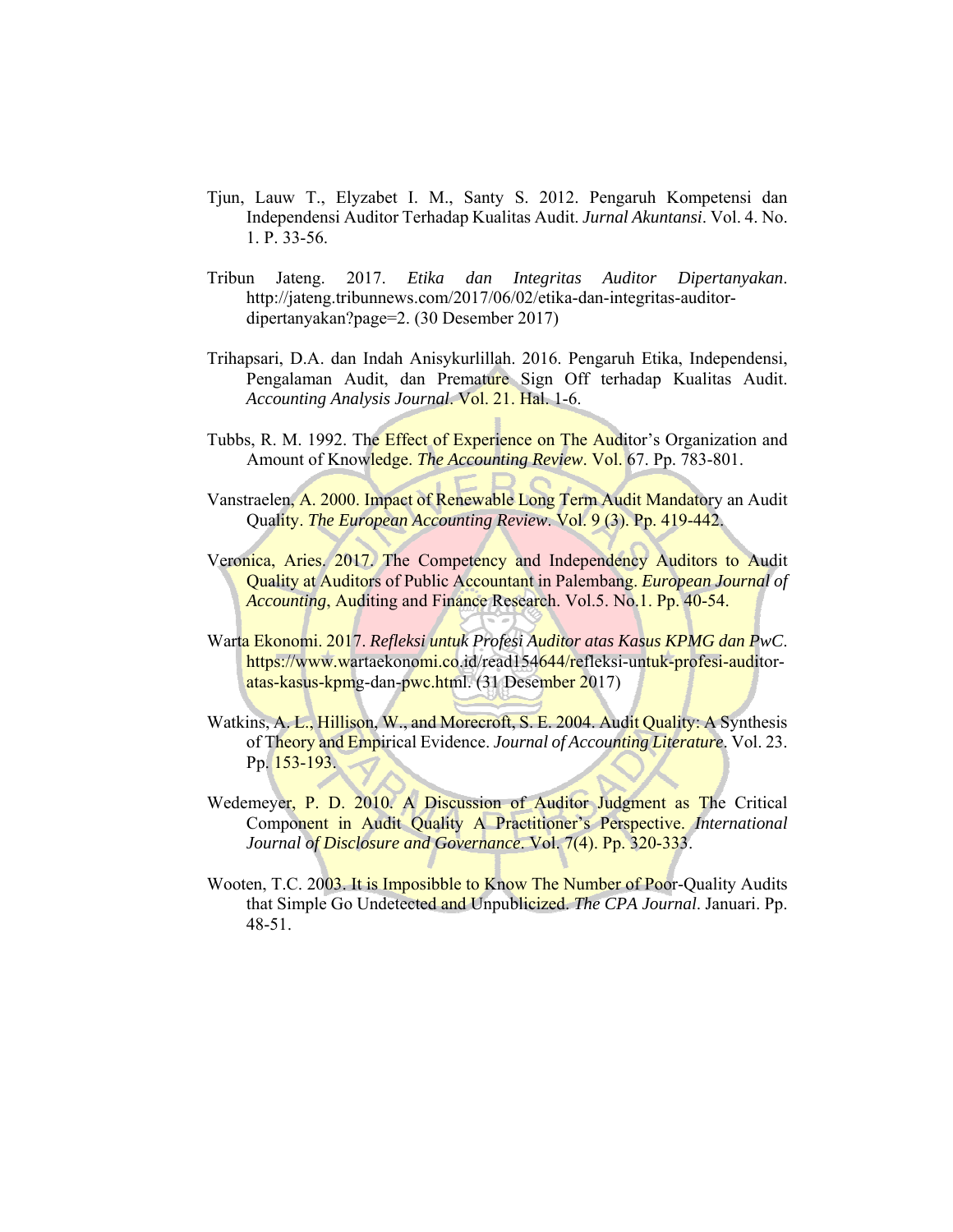Tjun, Lauw T., Elyzabet I. M., Santy S. 2012. Pengaruh Kompetensi dan Independensi Auditor Terhadap Kualitas Audit. *Jurnal Akuntansi*. Vol. 4. No. 1. P. 33-56.

Tribun Jateng. 2017. *Etika dan Integritas Auditor Dipertanyakan*. http://jateng.tribunnews.com/2017/06/02/etika-dan-integritas-auditor-dipertanyakan?page=2. (30 Desember 2017)

Trihapsari, D.A. dan Indah Anisykurlillah. 2016. Pengaruh Etika, Independensi, Pengalaman Audit, dan Premature Sign Off terhadap Kualitas Audit. *Accounting Analysis Journal*. Vol. 21. Hal. 1-6.

Tubbs, R. M. 1992. The Effect of Experience on The Auditor's Organization and Amount of Knowledge. *The Accounting Review*. Vol. 67. Pp. 783-801.

Vanstraelen, A. 2000. Impact of Renewable Long Term Audit Mandatory an Audit Quality. *The European Accounting Review*. Vol. 9 (3). Pp. 419-442.

Veronica, Aries. 2017. The Competency and Independency Auditors to Audit Quality at Auditors of Public Accountant in Palembang. *European Journal of Accounting*, Auditing and Finance Research. Vol.5. No.1. Pp. 40-54.

Warta Ekonomi. 2017. *Refleksi untuk Profesi Auditor atas Kasus KPMG dan PwC*. https://www.wartaekonomi.co.id/read154644/refleksi-untuk-profesi-auditor-atas-kasus-kpmg-dan-pwc.html. (31 Desember 2017)

Watkins, A. L., Hillison, W., and Morecroft, S. E. 2004. Audit Quality: A Synthesis of Theory and Empirical Evidence. *Journal of Accounting Literature*. Vol. 23. Pp. 153-193.

Wedemeyer, P. D. 2010. A Discussion of Auditor Judgment as The Critical Component in Audit Quality A Practitioner's Perspective. *International Journal of Disclosure and Governance*. Vol. 7(4). Pp. 320-333.

Wooten, T.C. 2003. It is Imposibble to Know The Number of Poor-Quality Audits that Simple Go Undetected and Unpublicized. *The CPA Journal*. Januari. Pp. 48-51.